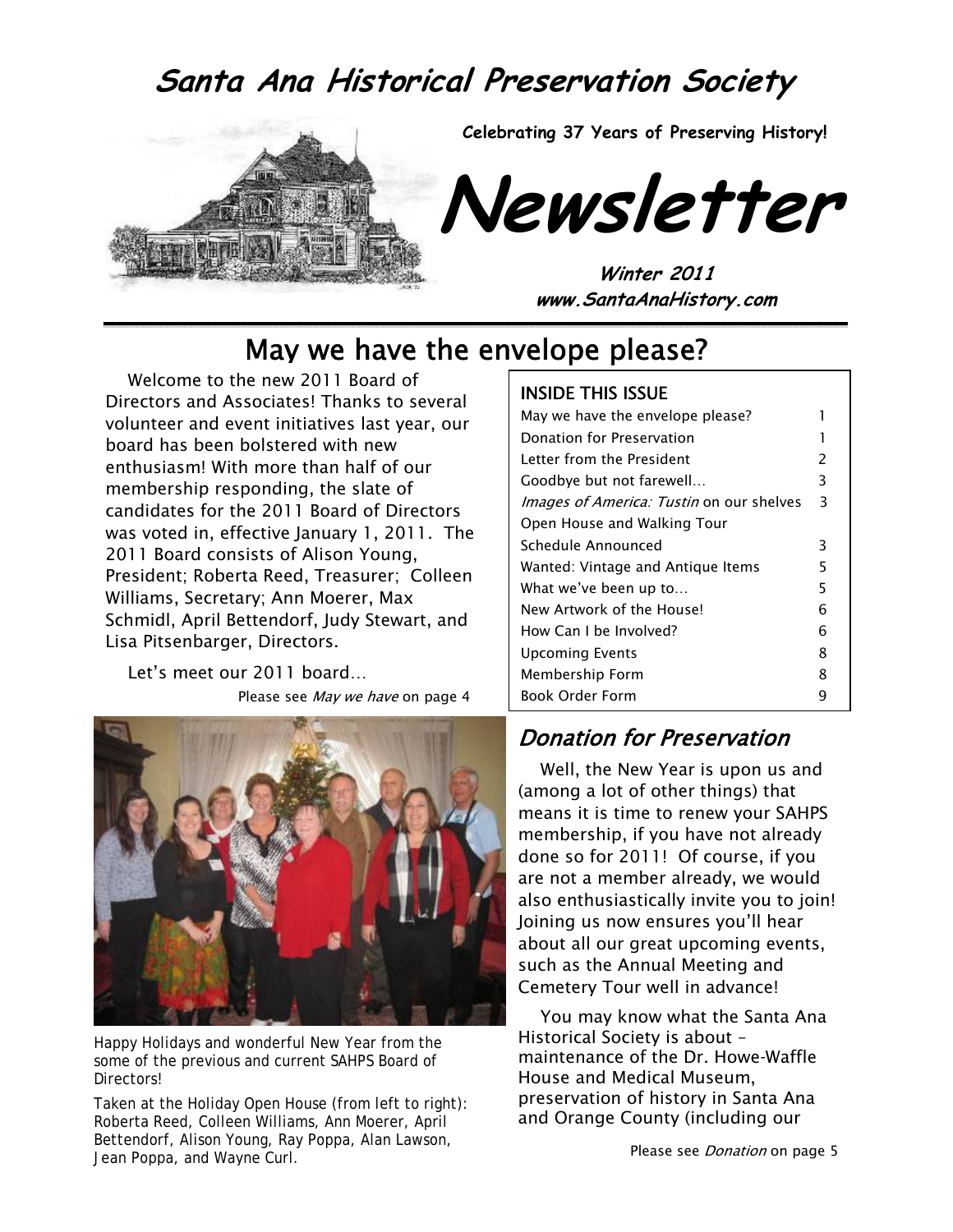# Santa Ana Historical Preservation Society

**Celebrating 37 Years of Preserving History!**

# Newsletter

**Winter 2011**
**www.SantaAnaHistory.com**

## May we have the envelope please?

Welcome to the new 2011 Board of Directors and Associates! Thanks to several volunteer and event initiatives last year, our board has been bolstered with new enthusiasm! With more than half of our membership responding, the slate of candidates for the 2011 Board of Directors was voted in, effective January 1, 2011. The 2011 Board consists of Alison Young, President; Roberta Reed, Treasurer; Colleen Williams, Secretary; Ann Moerer, Max Schmidl, April Bettendorf, Judy Stewart, and Lisa Pitsenbarger, Directors.

Let's meet our 2011 board…

Please see *May we have* on page 4

Happy Holidays and wonderful New Year from the some of the previous and current SAHPS Board of Directors!

Taken at the Holiday Open House (from left to right): Roberta Reed, Colleen Williams, Ann Moerer, April Bettendorf, Alison Young, Ray Poppa, Alan Lawson, Jean Poppa, and Wayne Curl.

**INSIDE THIS ISSUE**

| | |
|---|---|
| May we have the envelope please? | 1 |
| Donation for Preservation | 1 |
| Letter from the President | 2 |
| Goodbye but not farewell… | 3 |
| *Images of America: Tustin* on our shelves | 3 |
| Open House and Walking Tour Schedule Announced | 3 |
| Wanted: Vintage and Antique Items | 5 |
| What we've been up to… | 5 |
| New Artwork of the House! | 6 |
| How Can I be Involved? | 6 |
| Upcoming Events | 8 |
| Membership Form | 8 |
| Book Order Form | 9 |

## *Donation for Preservation*

Well, the New Year is upon us and (among a lot of other things) that means it is time to renew your SAHPS membership, if you have not already done so for 2011! Of course, if you are not a member already, we would also enthusiastically invite you to join! Joining us now ensures you'll hear about all our great upcoming events, such as the Annual Meeting and Cemetery Tour well in advance!

You may know what the Santa Ana Historical Society is about – maintenance of the Dr. Howe-Waffle House and Medical Museum, preservation of history in Santa Ana and Orange County (including our

Please see *Donation* on page 5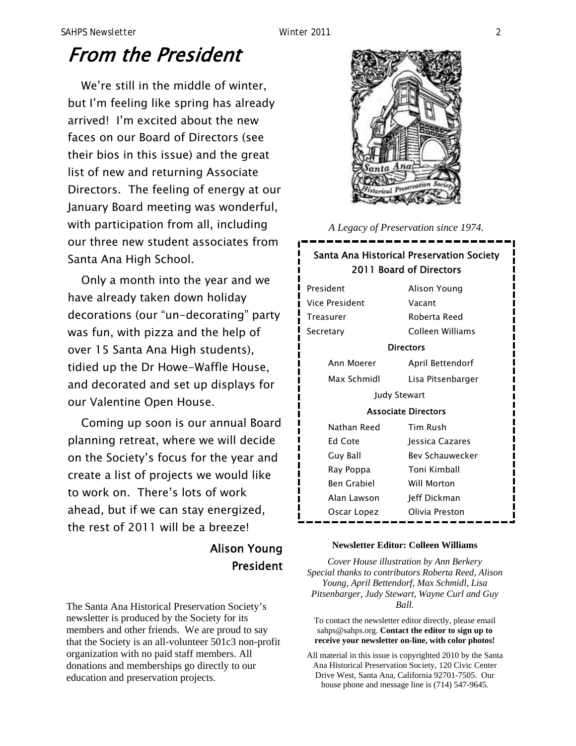# From the President

We're still in the middle of winter, but I'm feeling like spring has already arrived! I'm excited about the new faces on our Board of Directors (see their bios in this issue) and the great list of new and returning Associate Directors. The feeling of energy at our January Board meeting was wonderful, with participation from all, including our three new student associates from Santa Ana High School.

Only a month into the year and we have already taken down holiday decorations (our "un-decorating" party was fun, with pizza and the help of over 15 Santa Ana High students), tidied up the Dr Howe-Waffle House, and decorated and set up displays for our Valentine Open House.

Coming up soon is our annual Board planning retreat, where we will decide on the Society's focus for the year and create a list of projects we would like to work on. There's lots of work ahead, but if we can stay energized, the rest of 2011 will be a breeze!

**Alison Young**
**President**

The Santa Ana Historical Preservation Society's newsletter is produced by the Society for its members and other friends. We are proud to say that the Society is an all-volunteer 501c3 non-profit organization with no paid staff members. All donations and memberships go directly to our education and preservation projects.

*A Legacy of Preservation since 1974.*

**Santa Ana Historical Preservation Society**
**2011 Board of Directors**

| | |
|---|---|
| President | Alison Young |
| Vice President | Vacant |
| Treasurer | Roberta Reed |
| Secretary | Colleen Williams |

**Directors**

| | |
|---|---|
| Ann Moerer | April Bettendorf |
| Max Schmidl | Lisa Pitsenbarger |
| Judy Stewart | |

**Associate Directors**

| | |
|---|---|
| Nathan Reed | Tim Rush |
| Ed Cote | Jessica Cazares |
| Guy Ball | Bev Schauwecker |
| Ray Poppa | Toni Kimball |
| Ben Grabiel | Will Morton |
| Alan Lawson | Jeff Dickman |
| Oscar Lopez | Olivia Preston |

**Newsletter Editor: Colleen Williams**

*Cover House illustration by Ann Berkery*
*Special thanks to contributors Roberta Reed, Alison Young, April Bettendorf, Max Schmidl, Lisa Pitsenbarger, Judy Stewart, Wayne Curl and Guy Ball.*

To contact the newsletter editor directly, please email sahps@sahps.org. **Contact the editor to sign up to receive your newsletter on-line, with color photos!**

All material in this issue is copyrighted 2010 by the Santa Ana Historical Preservation Society, 120 Civic Center Drive West, Santa Ana, California 92701-7505. Our house phone and message line is (714) 547-9645.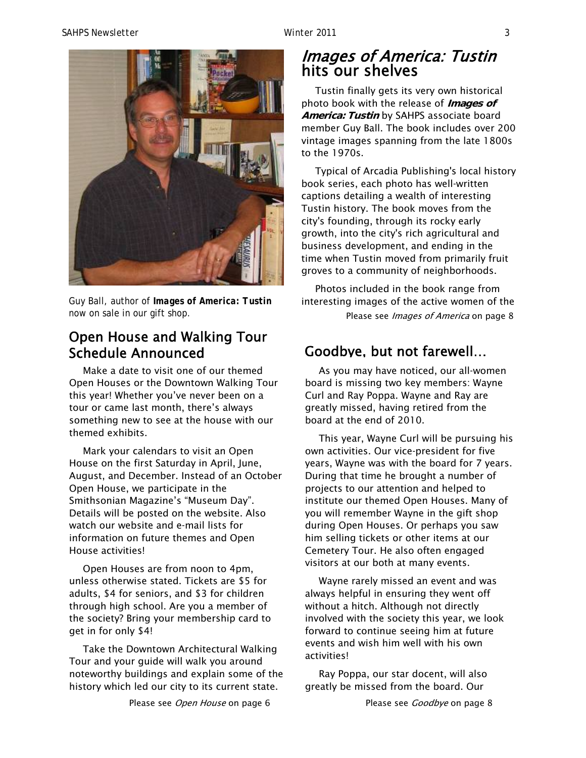Guy Ball, author of **Images of America: Tustin** now on sale in our gift shop.

## Open House and Walking Tour Schedule Announced

Make a date to visit one of our themed Open Houses or the Downtown Walking Tour this year! Whether you've never been on a tour or came last month, there's always something new to see at the house with our themed exhibits.

Mark your calendars to visit an Open House on the first Saturday in April, June, August, and December. Instead of an October Open House, we participate in the Smithsonian Magazine's "Museum Day". Details will be posted on the website. Also watch our website and e-mail lists for information on future themes and Open House activities!

Open Houses are from noon to 4pm, unless otherwise stated. Tickets are $5 for adults, $4 for seniors, and $3 for children through high school. Are you a member of the society? Bring your membership card to get in for only $4!

Take the Downtown Architectural Walking Tour and your guide will walk you around noteworthy buildings and explain some of the history which led our city to its current state.

Please see *Open House* on page 6

## *Images of America: Tustin* hits our shelves

Tustin finally gets its very own historical photo book with the release of ***Images of America: Tustin*** by SAHPS associate board member Guy Ball. The book includes over 200 vintage images spanning from the late 1800s to the 1970s.

Typical of Arcadia Publishing's local history book series, each photo has well-written captions detailing a wealth of interesting Tustin history. The book moves from the city's founding, through its rocky early growth, into the city's rich agricultural and business development, and ending in the time when Tustin moved from primarily fruit groves to a community of neighborhoods.

Photos included in the book range from interesting images of the active women of the

Please see *Images of America* on page 8

## Goodbye, but not farewell…

As you may have noticed, our all-women board is missing two key members: Wayne Curl and Ray Poppa. Wayne and Ray are greatly missed, having retired from the board at the end of 2010.

This year, Wayne Curl will be pursuing his own activities. Our vice-president for five years, Wayne was with the board for 7 years. During that time he brought a number of projects to our attention and helped to institute our themed Open Houses. Many of you will remember Wayne in the gift shop during Open Houses. Or perhaps you saw him selling tickets or other items at our Cemetery Tour. He also often engaged visitors at our both at many events.

Wayne rarely missed an event and was always helpful in ensuring they went off without a hitch. Although not directly involved with the society this year, we look forward to continue seeing him at future events and wish him well with his own activities!

Ray Poppa, our star docent, will also greatly be missed from the board. Our

Please see *Goodbye* on page 8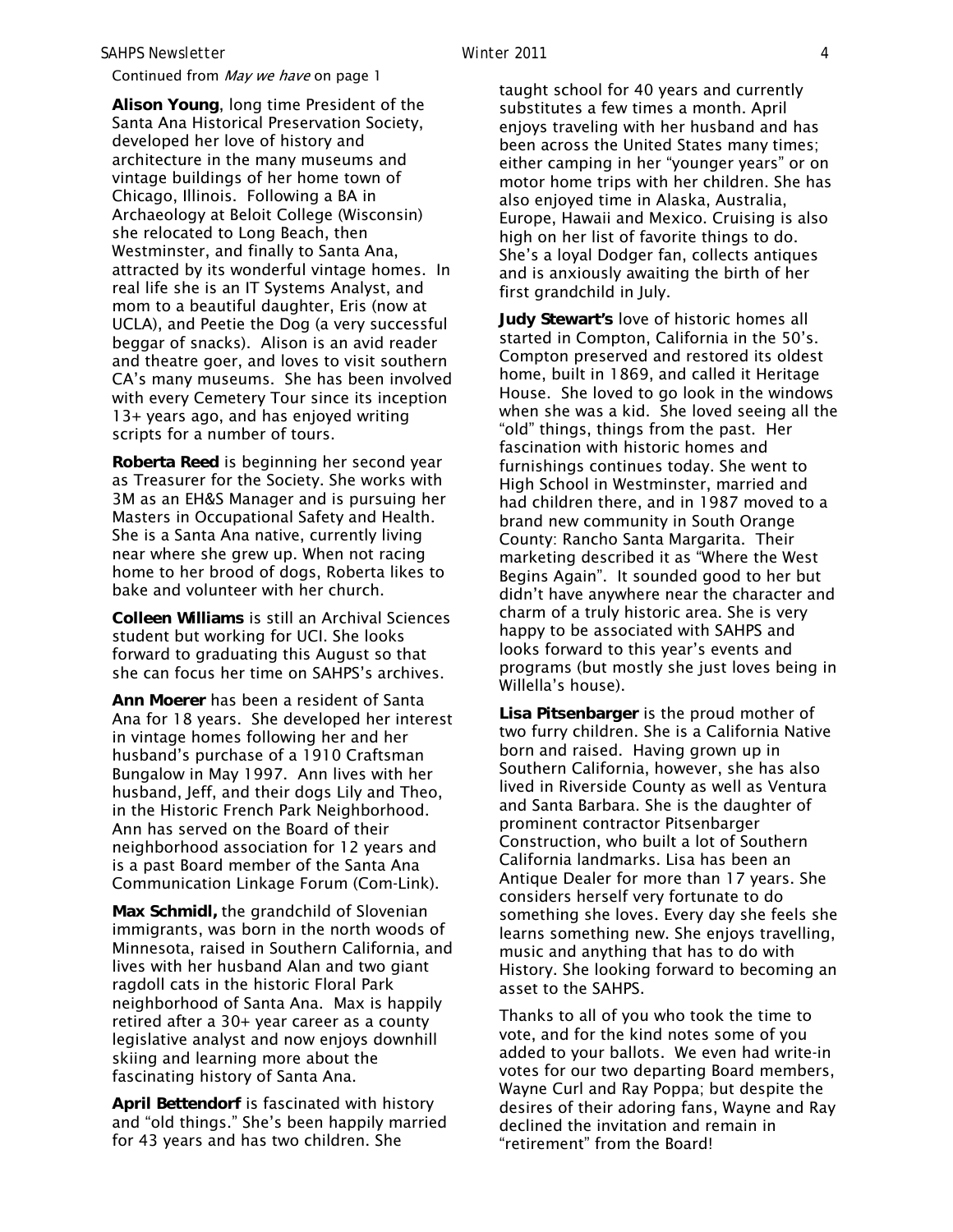*Continued from May we have on page 1*

**Alison Young**, long time President of the Santa Ana Historical Preservation Society, developed her love of history and architecture in the many museums and vintage buildings of her home town of Chicago, Illinois. Following a BA in Archaeology at Beloit College (Wisconsin) she relocated to Long Beach, then Westminster, and finally to Santa Ana, attracted by its wonderful vintage homes. In real life she is an IT Systems Analyst, and mom to a beautiful daughter, Eris (now at UCLA), and Peetie the Dog (a very successful beggar of snacks). Alison is an avid reader and theatre goer, and loves to visit southern CA's many museums. She has been involved with every Cemetery Tour since its inception 13+ years ago, and has enjoyed writing scripts for a number of tours.

**Roberta Reed** is beginning her second year as Treasurer for the Society. She works with 3M as an EH&S Manager and is pursuing her Masters in Occupational Safety and Health. She is a Santa Ana native, currently living near where she grew up. When not racing home to her brood of dogs, Roberta likes to bake and volunteer with her church.

**Colleen Williams** is still an Archival Sciences student but working for UCI. She looks forward to graduating this August so that she can focus her time on SAHPS's archives.

**Ann Moerer** has been a resident of Santa Ana for 18 years. She developed her interest in vintage homes following her and her husband's purchase of a 1910 Craftsman Bungalow in May 1997. Ann lives with her husband, Jeff, and their dogs Lily and Theo, in the Historic French Park Neighborhood. Ann has served on the Board of their neighborhood association for 12 years and is a past Board member of the Santa Ana Communication Linkage Forum (Com-Link).

**Max Schmidl,** the grandchild of Slovenian immigrants, was born in the north woods of Minnesota, raised in Southern California, and lives with her husband Alan and two giant ragdoll cats in the historic Floral Park neighborhood of Santa Ana. Max is happily retired after a 30+ year career as a county legislative analyst and now enjoys downhill skiing and learning more about the fascinating history of Santa Ana.

**April Bettendorf** is fascinated with history and "old things." She's been happily married for 43 years and has two children. She taught school for 40 years and currently substitutes a few times a month. April enjoys traveling with her husband and has been across the United States many times; either camping in her "younger years" or on motor home trips with her children. She has also enjoyed time in Alaska, Australia, Europe, Hawaii and Mexico. Cruising is also high on her list of favorite things to do. She's a loyal Dodger fan, collects antiques and is anxiously awaiting the birth of her first grandchild in July.

**Judy Stewart's** love of historic homes all started in Compton, California in the 50's. Compton preserved and restored its oldest home, built in 1869, and called it Heritage House. She loved to go look in the windows when she was a kid. She loved seeing all the "old" things, things from the past. Her fascination with historic homes and furnishings continues today. She went to High School in Westminster, married and had children there, and in 1987 moved to a brand new community in South Orange County: Rancho Santa Margarita. Their marketing described it as "Where the West Begins Again". It sounded good to her but didn't have anywhere near the character and charm of a truly historic area. She is very happy to be associated with SAHPS and looks forward to this year's events and programs (but mostly she just loves being in Willella's house).

**Lisa Pitsenbarger** is the proud mother of two furry children. She is a California Native born and raised. Having grown up in Southern California, however, she has also lived in Riverside County as well as Ventura and Santa Barbara. She is the daughter of prominent contractor Pitsenbarger Construction, who built a lot of Southern California landmarks. Lisa has been an Antique Dealer for more than 17 years. She considers herself very fortunate to do something she loves. Every day she feels she learns something new. She enjoys travelling, music and anything that has to do with History. She looking forward to becoming an asset to the SAHPS.

Thanks to all of you who took the time to vote, and for the kind notes some of you added to your ballots. We even had write-in votes for our two departing Board members, Wayne Curl and Ray Poppa; but despite the desires of their adoring fans, Wayne and Ray declined the invitation and remain in "retirement" from the Board!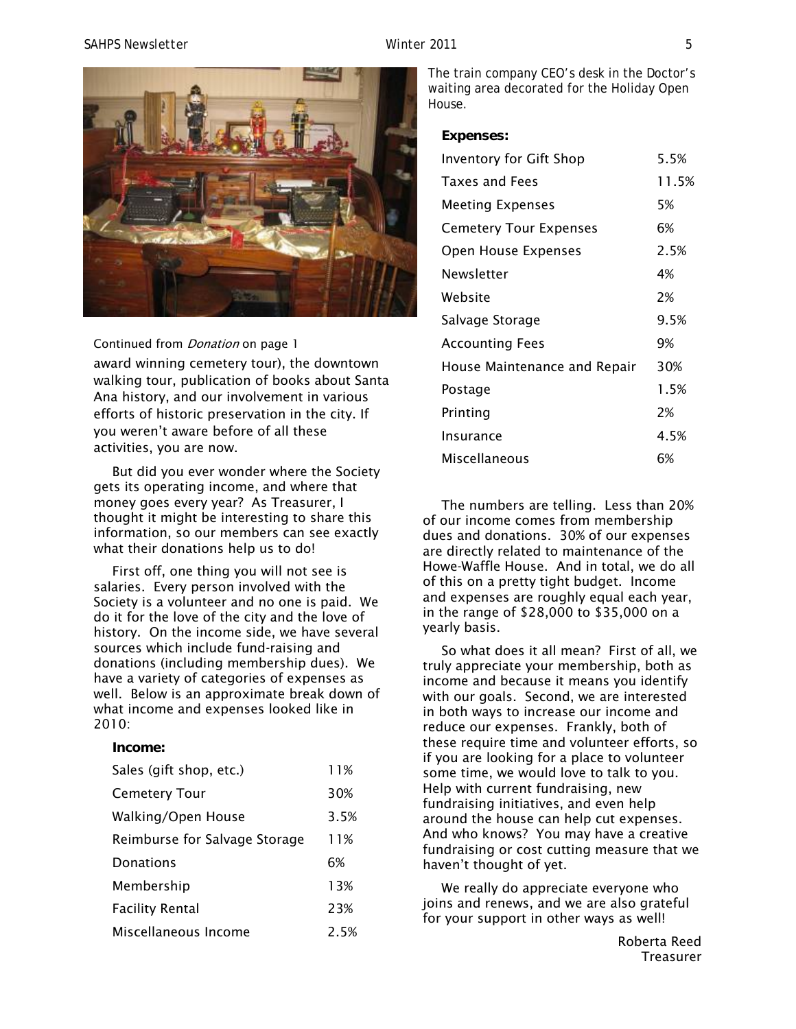The train company CEO's desk in the Doctor's waiting area decorated for the Holiday Open House.

Continued from *Donation* on page 1

award winning cemetery tour), the downtown walking tour, publication of books about Santa Ana history, and our involvement in various efforts of historic preservation in the city. If you weren't aware before of all these activities, you are now.

But did you ever wonder where the Society gets its operating income, and where that money goes every year? As Treasurer, I thought it might be interesting to share this information, so our members can see exactly what their donations help us to do!

First off, one thing you will not see is salaries. Every person involved with the Society is a volunteer and no one is paid. We do it for the love of the city and the love of history. On the income side, we have several sources which include fund-raising and donations (including membership dues). We have a variety of categories of expenses as well. Below is an approximate break down of what income and expenses looked like in 2010:

**Income:**

| | |
|---|---|
| Sales (gift shop, etc.) | 11% |
| Cemetery Tour | 30% |
| Walking/Open House | 3.5% |
| Reimburse for Salvage Storage | 11% |
| Donations | 6% |
| Membership | 13% |
| Facility Rental | 23% |
| Miscellaneous Income | 2.5% |

**Expenses:**

| | |
|---|---|
| Inventory for Gift Shop | 5.5% |
| Taxes and Fees | 11.5% |
| Meeting Expenses | 5% |
| Cemetery Tour Expenses | 6% |
| Open House Expenses | 2.5% |
| Newsletter | 4% |
| Website | 2% |
| Salvage Storage | 9.5% |
| Accounting Fees | 9% |
| House Maintenance and Repair | 30% |
| Postage | 1.5% |
| Printing | 2% |
| Insurance | 4.5% |
| Miscellaneous | 6% |

The numbers are telling. Less than 20% of our income comes from membership dues and donations. 30% of our expenses are directly related to maintenance of the Howe-Waffle House. And in total, we do all of this on a pretty tight budget. Income and expenses are roughly equal each year, in the range of $28,000 to $35,000 on a yearly basis.

So what does it all mean? First of all, we truly appreciate your membership, both as income and because it means you identify with our goals. Second, we are interested in both ways to increase our income and reduce our expenses. Frankly, both of these require time and volunteer efforts, so if you are looking for a place to volunteer some time, we would love to talk to you. Help with current fundraising, new fundraising initiatives, and even help around the house can help cut expenses. And who knows? You may have a creative fundraising or cost cutting measure that we haven't thought of yet.

We really do appreciate everyone who joins and renews, and we are also grateful for your support in other ways as well!

Roberta Reed
Treasurer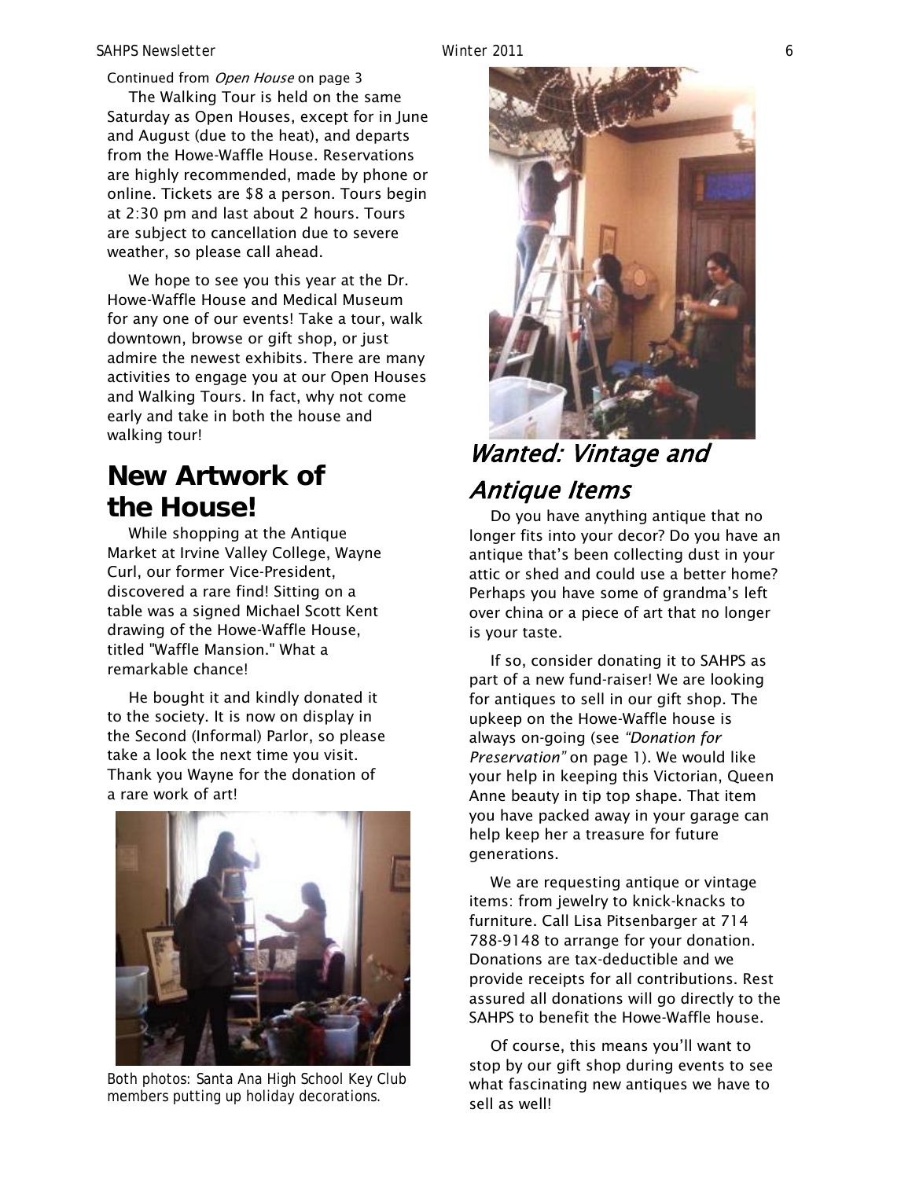Continued from *Open House* on page 3

The Walking Tour is held on the same Saturday as Open Houses, except for in June and August (due to the heat), and departs from the Howe-Waffle House. Reservations are highly recommended, made by phone or online. Tickets are $8 a person. Tours begin at 2:30 pm and last about 2 hours. Tours are subject to cancellation due to severe weather, so please call ahead.

We hope to see you this year at the Dr. Howe-Waffle House and Medical Museum for any one of our events! Take a tour, walk downtown, browse or gift shop, or just admire the newest exhibits. There are many activities to engage you at our Open Houses and Walking Tours. In fact, why not come early and take in both the house and walking tour!

# New Artwork of the House!

While shopping at the Antique Market at Irvine Valley College, Wayne Curl, our former Vice-President, discovered a rare find! Sitting on a table was a signed Michael Scott Kent drawing of the Howe-Waffle House, titled "Waffle Mansion." What a remarkable chance!

He bought it and kindly donated it to the society. It is now on display in the Second (Informal) Parlor, so please take a look the next time you visit. Thank you Wayne for the donation of a rare work of art!

*Both photos: Santa Ana High School Key Club members putting up holiday decorations.*

# *Wanted: Vintage and Antique Items*

Do you have anything antique that no longer fits into your decor? Do you have an antique that's been collecting dust in your attic or shed and could use a better home? Perhaps you have some of grandma's left over china or a piece of art that no longer is your taste.

If so, consider donating it to SAHPS as part of a new fund-raiser! We are looking for antiques to sell in our gift shop. The upkeep on the Howe-Waffle house is always on-going (see *"Donation for Preservation"* on page 1). We would like your help in keeping this Victorian, Queen Anne beauty in tip top shape. That item you have packed away in your garage can help keep her a treasure for future generations.

We are requesting antique or vintage items: from jewelry to knick-knacks to furniture. Call Lisa Pitsenbarger at 714 788-9148 to arrange for your donation. Donations are tax-deductible and we provide receipts for all contributions. Rest assured all donations will go directly to the SAHPS to benefit the Howe-Waffle house.

Of course, this means you'll want to stop by our gift shop during events to see what fascinating new antiques we have to sell as well!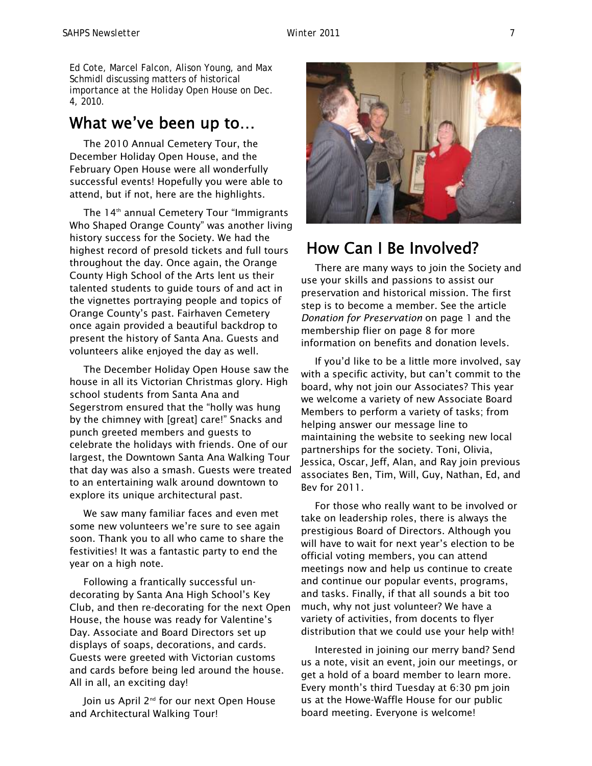Ed Cote, Marcel Falcon, Alison Young, and Max Schmidl discussing matters of historical importance at the Holiday Open House on Dec. 4, 2010.

## What we've been up to…

The 2010 Annual Cemetery Tour, the December Holiday Open House, and the February Open House were all wonderfully successful events! Hopefully you were able to attend, but if not, here are the highlights.

The 14th annual Cemetery Tour "Immigrants Who Shaped Orange County" was another living history success for the Society. We had the highest record of presold tickets and full tours throughout the day. Once again, the Orange County High School of the Arts lent us their talented students to guide tours of and act in the vignettes portraying people and topics of Orange County's past. Fairhaven Cemetery once again provided a beautiful backdrop to present the history of Santa Ana. Guests and volunteers alike enjoyed the day as well.

The December Holiday Open House saw the house in all its Victorian Christmas glory. High school students from Santa Ana and Segerstrom ensured that the "holly was hung by the chimney with [great] care!" Snacks and punch greeted members and guests to celebrate the holidays with friends. One of our largest, the Downtown Santa Ana Walking Tour that day was also a smash. Guests were treated to an entertaining walk around downtown to explore its unique architectural past.

We saw many familiar faces and even met some new volunteers we're sure to see again soon. Thank you to all who came to share the festivities! It was a fantastic party to end the year on a high note.

Following a frantically successful un-decorating by Santa Ana High School's Key Club, and then re-decorating for the next Open House, the house was ready for Valentine's Day. Associate and Board Directors set up displays of soaps, decorations, and cards. Guests were greeted with Victorian customs and cards before being led around the house. All in all, an exciting day!

Join us April 2nd for our next Open House and Architectural Walking Tour!

## How Can I Be Involved?

There are many ways to join the Society and use your skills and passions to assist our preservation and historical mission. The first step is to become a member. See the article *Donation for Preservation* on page 1 and the membership flier on page 8 for more information on benefits and donation levels.

If you'd like to be a little more involved, say with a specific activity, but can't commit to the board, why not join our Associates? This year we welcome a variety of new Associate Board Members to perform a variety of tasks; from helping answer our message line to maintaining the website to seeking new local partnerships for the society. Toni, Olivia, Jessica, Oscar, Jeff, Alan, and Ray join previous associates Ben, Tim, Will, Guy, Nathan, Ed, and Bev for 2011.

For those who really want to be involved or take on leadership roles, there is always the prestigious Board of Directors. Although you will have to wait for next year's election to be official voting members, you can attend meetings now and help us continue to create and continue our popular events, programs, and tasks. Finally, if that all sounds a bit too much, why not just volunteer? We have a variety of activities, from docents to flyer distribution that we could use your help with!

Interested in joining our merry band? Send us a note, visit an event, join our meetings, or get a hold of a board member to learn more. Every month's third Tuesday at 6:30 pm join us at the Howe-Waffle House for our public board meeting. Everyone is welcome!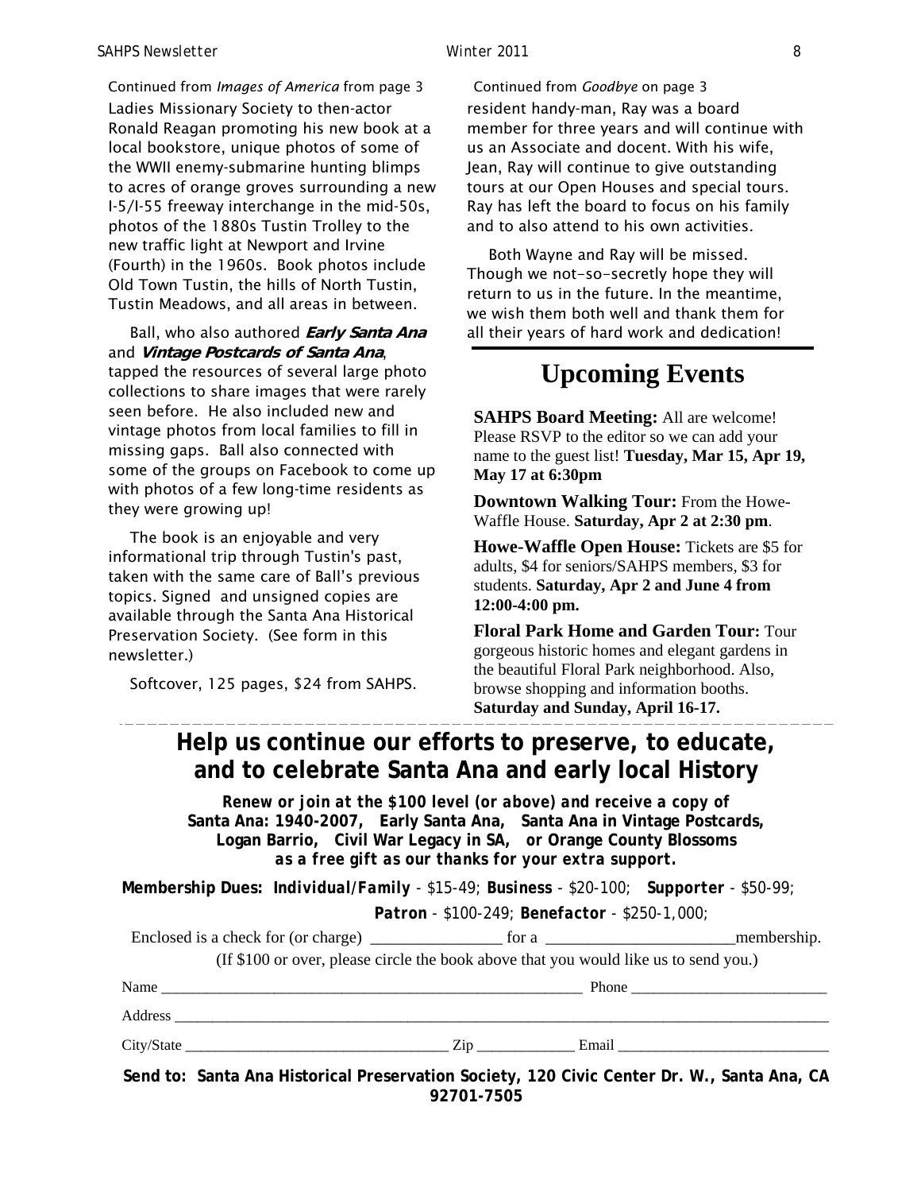Continued from *Images of America* from page 3

Ladies Missionary Society to then-actor Ronald Reagan promoting his new book at a local bookstore, unique photos of some of the WWII enemy-submarine hunting blimps to acres of orange groves surrounding a new I-5/I-55 freeway interchange in the mid-50s, photos of the 1880s Tustin Trolley to the new traffic light at Newport and Irvine (Fourth) in the 1960s. Book photos include Old Town Tustin, the hills of North Tustin, Tustin Meadows, and all areas in between.

Ball, who also authored ***Early Santa Ana*** and ***Vintage Postcards of Santa Ana***, tapped the resources of several large photo collections to share images that were rarely seen before. He also included new and vintage photos from local families to fill in missing gaps. Ball also connected with some of the groups on Facebook to come up with photos of a few long-time residents as they were growing up!

The book is an enjoyable and very informational trip through Tustin's past, taken with the same care of Ball's previous topics. Signed and unsigned copies are available through the Santa Ana Historical Preservation Society. (See form in this newsletter.)

Softcover, 125 pages, $24 from SAHPS.

Continued from *Goodbye* on page 3

resident handy-man, Ray was a board member for three years and will continue with us an Associate and docent. With his wife, Jean, Ray will continue to give outstanding tours at our Open Houses and special tours. Ray has left the board to focus on his family and to also attend to his own activities.

Both Wayne and Ray will be missed. Though we not-so-secretly hope they will return to us in the future. In the meantime, we wish them both well and thank them for all their years of hard work and dedication!

# Upcoming Events

**SAHPS Board Meeting:** All are welcome! Please RSVP to the editor so we can add your name to the guest list! **Tuesday, Mar 15, Apr 19, May 17 at 6:30pm**

**Downtown Walking Tour:** From the Howe-Waffle House. **Saturday, Apr 2 at 2:30 pm**.

**Howe-Waffle Open House:** Tickets are $5 for adults, $4 for seniors/SAHPS members, $3 for students. **Saturday, Apr 2 and June 4 from 12:00-4:00 pm.**

**Floral Park Home and Garden Tour:** Tour gorgeous historic homes and elegant gardens in the beautiful Floral Park neighborhood. Also, browse shopping and information booths. **Saturday and Sunday, April 16-17.**

---

## Help us continue our efforts to preserve, to educate, and to celebrate Santa Ana and early local History

***Renew or join at the $100 level (or above) and receive a copy of***
**Santa Ana: 1940-2007, Early Santa Ana, Santa Ana in Vintage Postcards, Logan Barrio, Civil War Legacy in SA, or Orange County Blossoms**
***as a free gift as our thanks for your extra support.***

**Membership Dues:** ***Individual/Family*** - $15-49; **Business** - $20-100; ***Supporter*** - $50-99; ***Patron*** - $100-249; **Benefactor** - $250-1,000;

Enclosed is a check for (or charge) ________________ for a ________________________membership.

(If $100 or over, please circle the book above that you would like us to send you.)

Name ________________________________________________________ Phone __________________________

Address ____________________________________________________________________________________

City/State __________________________________ Zip ____________ Email ____________________________

**Send to: Santa Ana Historical Preservation Society, 120 Civic Center Dr. W., Santa Ana, CA 92701-7505**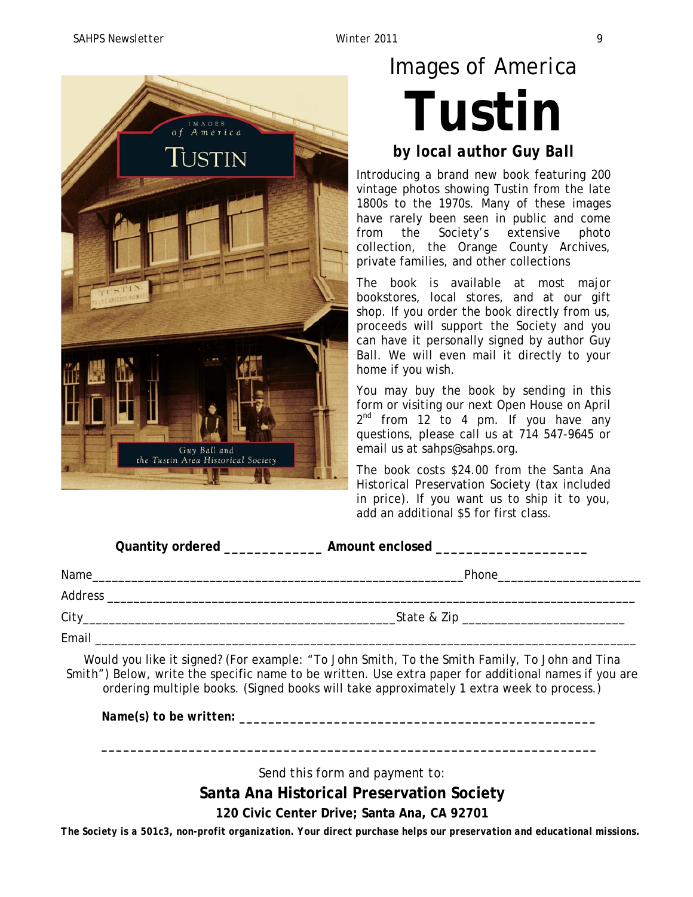# Images of America

# Tustin

### *by local author Guy Ball*

Introducing a brand new book featuring 200 vintage photos showing Tustin from the late 1800s to the 1970s. Many of these images have rarely been seen in public and come from the Society's extensive photo collection, the Orange County Archives, private families, and other collections

The book is available at most major bookstores, local stores, and at our gift shop. If you order the book directly from us, proceeds will support the Society and you can have it personally signed by author Guy Ball. We will even mail it directly to your home if you wish.

You may buy the book by sending in this form or visiting our next Open House on April 2nd from 12 to 4 pm. If you have any questions, please call us at 714 547-9645 or email us at sahps@sahps.org.

The book costs $24.00 from the Santa Ana Historical Preservation Society (tax included in price). If you want us to ship it to you, add an additional $5 for first class.

**Quantity ordered** _____________ **Amount enclosed** ____________________

Name________________________________________________________Phone_____________________

Address ________________________________________________________________________________

City______________________________________________State & Zip ________________________

Email __________________________________________________________________________________

Would you like it signed? (For example: "To John Smith, To the Smith Family, To John and Tina Smith") Below, write the specific name to be written. Use extra paper for additional names if you are ordering multiple books. (Signed books will take approximately 1 extra week to process.)

***Name(s) to be written:*** ________________________________________________

____________________________________________________________________

Send this form and payment to:

**Santa Ana Historical Preservation Society**

**120 Civic Center Drive; Santa Ana, CA 92701**

***The Society is a 501c3, non-profit organization. Your direct purchase helps our preservation and educational missions.***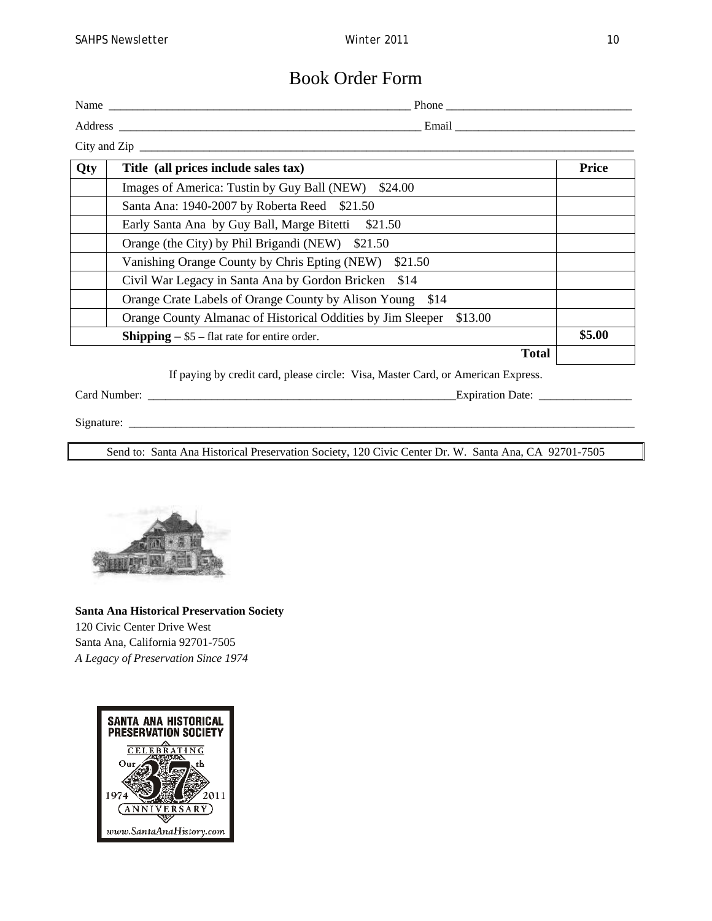# Book Order Form

Name ______________________________ Phone ______________________________

Address ______________________________ Email ______________________________

City and Zip ______________________________

| Qty | Title (all prices include sales tax) | Price |
|---|---|---|
| | Images of America: Tustin by Guy Ball (NEW) $24.00 | |
| | Santa Ana: 1940-2007 by Roberta Reed $21.50 | |
| | Early Santa Ana by Guy Ball, Marge Bitetti $21.50 | |
| | Orange (the City) by Phil Brigandi (NEW) $21.50 | |
| | Vanishing Orange County by Chris Epting (NEW) $21.50 | |
| | Civil War Legacy in Santa Ana by Gordon Bricken $14 | |
| | Orange Crate Labels of Orange County by Alison Young $14 | |
| | Orange County Almanac of Historical Oddities by Jim Sleeper $13.00 | |
| | **Shipping** – $5 – flat rate for entire order. | **$5.00** |
| | **Total** | |

If paying by credit card, please circle: Visa, Master Card, or American Express.

Card Number: ______________________________ Expiration Date: ______________

Signature: ______________________________

Send to: Santa Ana Historical Preservation Society, 120 Civic Center Dr. W. Santa Ana, CA 92701-7505

**Santa Ana Historical Preservation Society**
120 Civic Center Drive West
Santa Ana, California 92701-7505
*A Legacy of Preservation Since 1974*

SANTA ANA HISTORICAL PRESERVATION SOCIETY
CELEBRATING Our 37th ANNIVERSARY
1974 2011
www.SantaAnaHistory.com